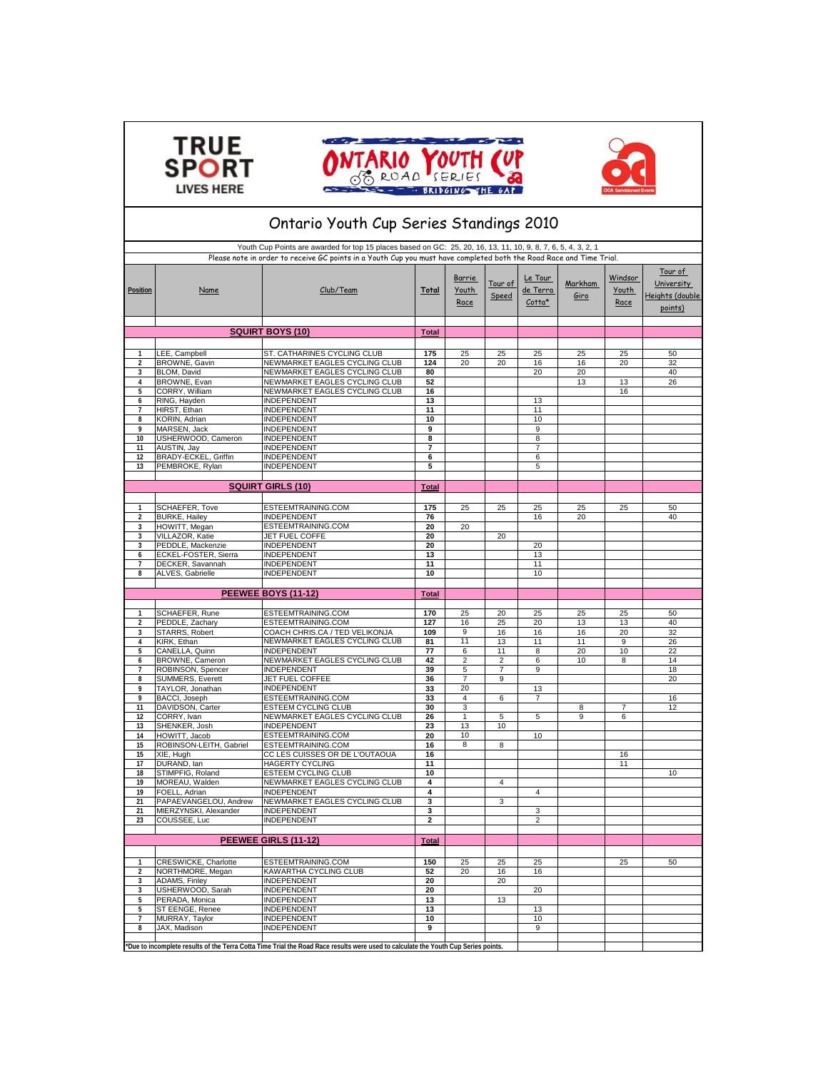# Ontario Youth Cup Series Standings 2010

Youth Cup Points are awarded for top 15 places based on GC: 25, 20, 16, 13, 11, 10, 9, 8, 7, 6, 5, 4, 3, 2, 1

Please note in order to receive GC points in a Youth Cup you must have completed both the Road Race and Time Trial.

| Position | Name | Club/Team | Total | Barrie Youth Race | Tour of Speed | Le Tour de Terra Cotta* | Markham Giro | Windsor Youth Race | Tour of University Heights (double points) |
|---|---|---|---|---|---|---|---|---|---|
| | **SQUIRT BOYS (10)** | | **Total** | | | | | | |
| 1 | LEE, Campbell | ST. CATHARINES CYCLING CLUB | 175 | 25 | 25 | 25 | 25 | 25 | 50 |
| 2 | BROWNE, Gavin | NEWMARKET EAGLES CYCLING CLUB | 124 | 20 | 20 | 16 | 16 | 20 | 32 |
| 3 | BLOM, David | NEWMARKET EAGLES CYCLING CLUB | 80 | | | 20 | 20 | | 40 |
| 4 | BROWNE, Evan | NEWMARKET EAGLES CYCLING CLUB | 52 | | | | 13 | 13 | 26 |
| 5 | CORRY, William | NEWMARKET EAGLES CYCLING CLUB | 16 | | | | | 16 | |
| 6 | RING, Hayden | INDEPENDENT | 13 | | | 13 | | | |
| 7 | HIRST, Ethan | INDEPENDENT | 11 | | | 11 | | | |
| 8 | KORIN, Adrian | INDEPENDENT | 10 | | | 10 | | | |
| 9 | MARSEN, Jack | INDEPENDENT | 9 | | | 9 | | | |
| 10 | USHERWOOD, Cameron | INDEPENDENT | 8 | | | 8 | | | |
| 11 | AUSTIN, Jay | INDEPENDENT | 7 | | | 7 | | | |
| 12 | BRADY-ECKEL, Griffin | INDEPENDENT | 6 | | | 6 | | | |
| 13 | PEMBROKE, Rylan | INDEPENDENT | 5 | | | 5 | | | |
| | **SQUIRT GIRLS (10)** | | **Total** | | | | | | |
| 1 | SCHAEFER, Tove | ESTEEMTRAINING.COM | 175 | 25 | 25 | 25 | 25 | 25 | 50 |
| 2 | BURKE, Hailey | INDEPENDENT | 76 | | | 16 | 20 | | 40 |
| 3 | HOWITT, Megan | ESTEEMTRAINING.COM | 20 | 20 | | | | | |
| 3 | VILLAZOR, Katie | JET FUEL COFFE | 20 | | 20 | | | | |
| 3 | PEDDLE, Mackenzie | INDEPENDENT | 20 | | | 20 | | | |
| 6 | ECKEL-FOSTER, Sierra | INDEPENDENT | 13 | | | 13 | | | |
| 7 | DECKER, Savannah | INDEPENDENT | 11 | | | 11 | | | |
| 8 | ALVES, Gabrielle | INDEPENDENT | 10 | | | 10 | | | |
| | **PEEWEE BOYS (11-12)** | | **Total** | | | | | | |
| 1 | SCHAEFER, Rune | ESTEEMTRAINING.COM | 170 | 25 | 20 | 25 | 25 | 25 | 50 |
| 2 | PEDDLE, Zachary | ESTEEMTRAINING.COM | 127 | 16 | 25 | 20 | 13 | 13 | 40 |
| 3 | STARRS, Robert | COACH CHRIS.CA / TED VELIKONJA | 109 | 9 | 16 | 16 | 16 | 20 | 32 |
| 4 | KIRK, Ethan | NEWMARKET EAGLES CYCLING CLUB | 81 | 11 | 13 | 11 | 11 | 9 | 26 |
| 5 | CANELLA, Quinn | INDEPENDENT | 77 | 6 | 11 | 8 | 20 | 10 | 22 |
| 6 | BROWNE, Cameron | NEWMARKET EAGLES CYCLING CLUB | 42 | 2 | 2 | 6 | 10 | 8 | 14 |
| 7 | ROBINSON, Spencer | INDEPENDENT | 39 | 5 | 7 | 9 | | | 18 |
| 8 | SUMMERS, Everett | JET FUEL COFFEE | 36 | 7 | 9 | | | | 20 |
| 9 | TAYLOR, Jonathan | INDEPENDENT | 33 | 20 | | 13 | | | |
| 9 | BACCI, Joseph | ESTEEMTRAINING.COM | 33 | 4 | 6 | 7 | | | 16 |
| 11 | DAVIDSON, Carter | ESTEEM CYCLING CLUB | 30 | 3 | | | 8 | 7 | 12 |
| 12 | CORRY, Ivan | NEWMARKET EAGLES CYCLING CLUB | 26 | 1 | 5 | 5 | 9 | 6 | |
| 13 | SHENKER, Josh | INDEPENDENT | 23 | 13 | 10 | | | | |
| 14 | HOWITT, Jacob | ESTEEMTRAINING.COM | 20 | 10 | | 10 | | | |
| 15 | ROBINSON-LEITH, Gabriel | ESTEEMTRAINING.COM | 16 | 8 | 8 | | | | |
| 15 | XIE, Hugh | CC LES CUISSES OR DE L'OUTAOUA | 16 | | | | | 16 | |
| 17 | DURAND, Ian | HAGERTY CYCLING | 11 | | | | | 11 | |
| 18 | STIMPFIG, Roland | ESTEEM CYCLING CLUB | 10 | | | | | | 10 |
| 19 | MOREAU, Walden | NEWMARKET EAGLES CYCLING CLUB | 4 | | 4 | | | | |
| 19 | FOELL, Adrian | INDEPENDENT | 4 | | | 4 | | | |
| 21 | PAPAEVANGELOU, Andrew | NEWMARKET EAGLES CYCLING CLUB | 3 | | 3 | | | | |
| 21 | MIERZYNSKI, Alexander | INDEPENDENT | 3 | | | 3 | | | |
| 23 | COUSSEE, Luc | INDEPENDENT | 2 | | | 2 | | | |
| | **PEEWEE GIRLS (11-12)** | | **Total** | | | | | | |
| 1 | CRESWICKE, Charlotte | ESTEEMTRAINING.COM | 150 | 25 | 25 | 25 | | 25 | 50 |
| 2 | NORTHMORE, Megan | KAWARTHA CYCLING CLUB | 52 | 20 | 16 | 16 | | | |
| 3 | ADAMS, Finley | INDEPENDENT | 20 | | 20 | | | | |
| 3 | USHERWOOD, Sarah | INDEPENDENT | 20 | | | 20 | | | |
| 5 | PERADA, Monica | INDEPENDENT | 13 | | 13 | | | | |
| 5 | ST EENGE, Renee | INDEPENDENT | 13 | | | 13 | | | |
| 7 | MURRAY, Taylor | INDEPENDENT | 10 | | | 10 | | | |
| 8 | JAX, Madison | INDEPENDENT | 9 | | | 9 | | | |

**\*Due to incomplete results of the Terra Cotta Time Trial the Road Race results were used to calculate the Youth Cup Series points.**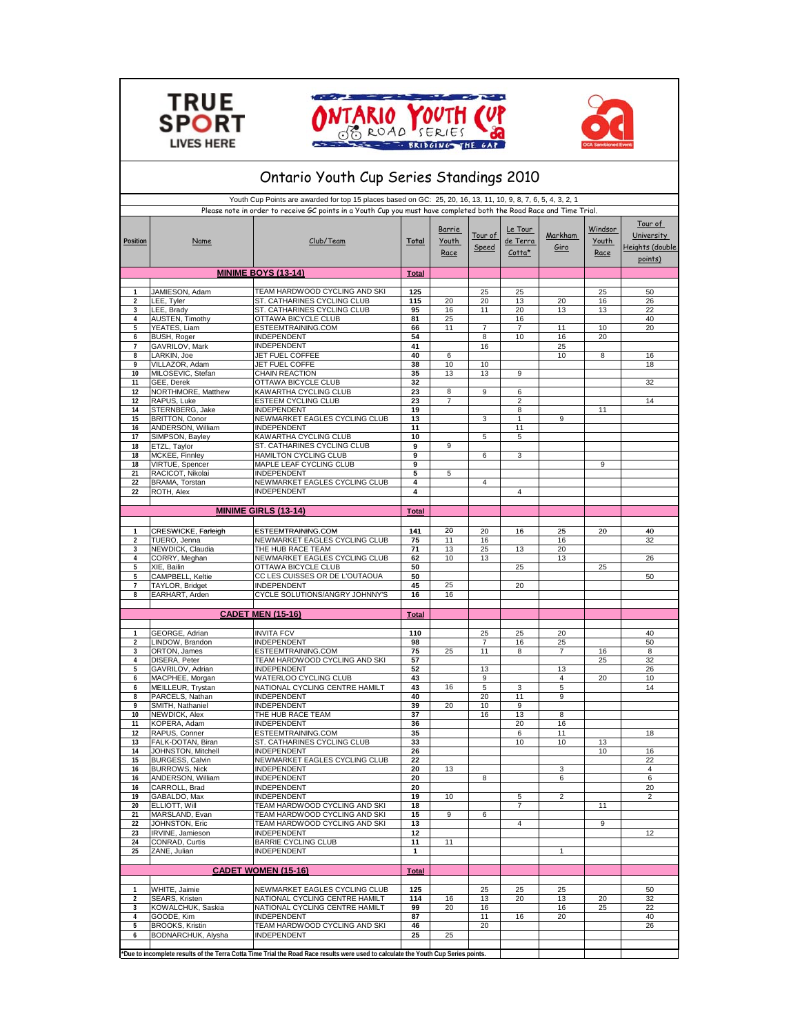# Ontario Youth Cup Series Standings 2010

Youth Cup Points are awarded for top 15 places based on GC: 25, 20, 16, 13, 11, 10, 9, 8, 7, 6, 5, 4, 3, 2, 1

Please note in order to receive GC points in a Youth Cup you must have completed both the Road Race and Time Trial.

| Position | Name | Club/Team | Total | Barrie Youth Race | Tour of Speed | Le Tour de Terra Cotta* | Markham Giro | Windsor Youth Race | Tour of University Heights (double points) |
|---|---|---|---|---|---|---|---|---|---|
| | **MINIME BOYS (13-14)** | | **Total** | | | | | | |
| 1 | JAMIESON, Adam | TEAM HARDWOOD CYCLING AND SKI | 125 | | 25 | 25 | | 25 | 50 |
| 2 | LEE, Tyler | ST. CATHARINES CYCLING CLUB | 115 | 20 | 20 | 13 | 20 | 16 | 26 |
| 3 | LEE, Brady | ST. CATHARINES CYCLING CLUB | 95 | 16 | 11 | 20 | 13 | 13 | 22 |
| 4 | AUSTEN, Timothy | OTTAWA BICYCLE CLUB | 81 | 25 | | 16 | | | 40 |
| 5 | YEATES, Liam | ESTEEMTRAINING.COM | 66 | 11 | 7 | 7 | 11 | 10 | 20 |
| 6 | BUSH, Roger | INDEPENDENT | 54 | | 8 | 10 | 16 | 20 | |
| 7 | GAVRILOV, Mark | INDEPENDENT | 41 | | 16 | | 25 | | |
| 8 | LARKIN, Joe | JET FUEL COFFEE | 40 | 6 | | | 10 | 8 | 16 |
| 9 | VILLAZOR, Adam | JET FUEL COFFE | 38 | 10 | 10 | | | | 18 |
| 10 | MILOSEVIC, Stefan | CHAIN REACTION | 35 | 13 | 13 | 9 | | | |
| 11 | GEE, Derek | OTTAWA BICYCLE CLUB | 32 | | | | | | 32 |
| 12 | NORTHMORE, Matthew | KAWARTHA CYCLING CLUB | 23 | 8 | 9 | 6 | | | |
| 12 | RAPUS, Luke | ESTEEM CYCLING CLUB | 23 | 7 | | 2 | | | 14 |
| 14 | STERNBERG, Jake | INDEPENDENT | 19 | | | 8 | | 11 | |
| 15 | BRITTON, Conor | NEWMARKET EAGLES CYCLING CLUB | 13 | | 3 | 1 | 9 | | |
| 16 | ANDERSON, William | INDEPENDENT | 11 | | | 11 | | | |
| 17 | SIMPSON, Bayley | KAWARTHA CYCLING CLUB | 10 | | 5 | 5 | | | |
| 18 | ETZL, Taylor | ST. CATHARINES CYCLING CLUB | 9 | 9 | | | | | |
| 18 | MCKEE, Finnley | HAMILTON CYCLING CLUB | 9 | | 6 | 3 | | | |
| 18 | VIRTUE, Spencer | MAPLE LEAF CYCLING CLUB | 9 | | | | | 9 | |
| 21 | RACICOT, Nikolai | INDEPENDENT | 5 | 5 | | | | | |
| 22 | BRAMA, Torstan | NEWMARKET EAGLES CYCLING CLUB | 4 | | 4 | | | | |
| 22 | ROTH, Alex | INDEPENDENT | 4 | | | 4 | | | |
| | **MINIME GIRLS (13-14)** | | **Total** | | | | | | |
| 1 | CRESWICKE, ~~Farleigh~~ | ESTEEMTRAINING.COM | 141 | 20 | 20 | 16 | 25 | 20 | 40 |
| 2 | TUERO, Jenna | NEWMARKET EAGLES CYCLING CLUB | 75 | 11 | 16 | | 16 | | 32 |
| 3 | NEWDICK, Claudia | THE HUB RACE TEAM | 71 | 13 | 25 | 13 | 20 | | |
| 4 | CORRY, Meghan | NEWMARKET EAGLES CYCLING CLUB | 62 | 10 | 13 | | 13 | | 26 |
| 5 | XIE, Bailin | OTTAWA BICYCLE CLUB | 50 | | | 25 | | 25 | |
| 5 | CAMPBELL, Keltie | CC LES CUISSES OR DE L'OUTAOUA | 50 | | | | | | 50 |
| 7 | TAYLOR, Bridget | INDEPENDENT | 45 | 25 | | 20 | | | |
| 8 | EARHART, Arden | CYCLE SOLUTIONS/ANGRY JOHNNY'S | 16 | 16 | | | | | |
| | **CADET MEN (15-16)** | | **Total** | | | | | | |
| 1 | GEORGE, Adrian | INVITA FCV | 110 | | 25 | 25 | 20 | | 40 |
| 2 | LINDOW, Brandon | INDEPENDENT | 98 | | 7 | 16 | 25 | | 50 |
| 3 | ORTON, James | ESTEEMTRAINING.COM | 75 | 25 | 11 | 8 | 7 | 16 | 8 |
| 4 | DISERA, Peter | TEAM HARDWOOD CYCLING AND SKI | 57 | | | | | 25 | 32 |
| 5 | GAVRILOV, Adrian | INDEPENDENT | 52 | | 13 | | 13 | | 26 |
| 6 | MACPHEE, Morgan | WATERLOO CYCLING CLUB | 43 | | 9 | | 4 | 20 | 10 |
| 6 | MEILLEUR, Trystan | NATIONAL CYCLING CENTRE HAMILT | 43 | 16 | 5 | 3 | 5 | | 14 |
| 8 | PARCELS, Nathan | INDEPENDENT | 40 | | 20 | 11 | 9 | | |
| 9 | SMITH, Nathaniel | INDEPENDENT | 39 | 20 | 10 | 9 | | | |
| 10 | NEWDICK, Alex | THE HUB RACE TEAM | 37 | | 16 | 13 | 8 | | |
| 11 | KOPERA, Adam | INDEPENDENT | 36 | | | 20 | 16 | | |
| 12 | RAPUS, Conner | ESTEEMTRAINING.COM | 35 | | | 6 | 11 | | 18 |
| 13 | FALK-DOTAN, Biran | ST. CATHARINES CYCLING CLUB | 33 | | | 10 | 10 | 13 | |
| 14 | JOHNSTON, Mitchell | INDEPENDENT | 26 | | | | | 10 | 16 |
| 15 | BURGESS, Calvin | NEWMARKET EAGLES CYCLING CLUB | 22 | | | | | | 22 |
| 16 | BURROWS, Nick | INDEPENDENT | 20 | 13 | | | 3 | | 4 |
| 16 | ANDERSON, William | INDEPENDENT | 20 | | 8 | | 6 | | 6 |
| 16 | CARROLL, Brad | INDEPENDENT | 20 | | | | | | 20 |
| 19 | GABALDO, Max | INDEPENDENT | 19 | 10 | | 5 | 2 | | 2 |
| 20 | ELLIOTT, Will | TEAM HARDWOOD CYCLING AND SKI | 18 | | | 7 | | 11 | |
| 21 | MARSLAND, Evan | TEAM HARDWOOD CYCLING AND SKI | 15 | 9 | 6 | | | | |
| 22 | JOHNSTON, Eric | TEAM HARDWOOD CYCLING AND SKI | 13 | | | 4 | | 9 | |
| 23 | IRVINE, Jamieson | INDEPENDENT | 12 | | | | | | 12 |
| 24 | CONRAD, Curtis | BARRIE CYCLING CLUB | 11 | 11 | | | | | |
| 25 | ZANE, Julian | INDEPENDENT | 1 | | | | 1 | | |
| | **CADET WOMEN (15-16)** | | **Total** | | | | | | |
| 1 | WHITE, Jaimie | NEWMARKET EAGLES CYCLING CLUB | 125 | | 25 | 25 | 25 | | 50 |
| 2 | SEARS, Kristen | NATIONAL CYCLING CENTRE HAMILT | 114 | 16 | 13 | 20 | 13 | 20 | 32 |
| 3 | KOWALCHUK, Saskia | NATIONAL CYCLING CENTRE HAMILT | 99 | 20 | 16 | | 16 | 25 | 22 |
| 4 | GOODE, Kim | INDEPENDENT | 87 | | 11 | 16 | 20 | | 40 |
| 5 | BROOKS, Kristin | TEAM HARDWOOD CYCLING AND SKI | 46 | | 20 | | | | 26 |
| 6 | BODNARCHUK, Alysha | INDEPENDENT | 25 | 25 | | | | | |

**\*Due to incomplete results of the Terra Cotta Time Trial the Road Race results were used to calculate the Youth Cup Series points.**